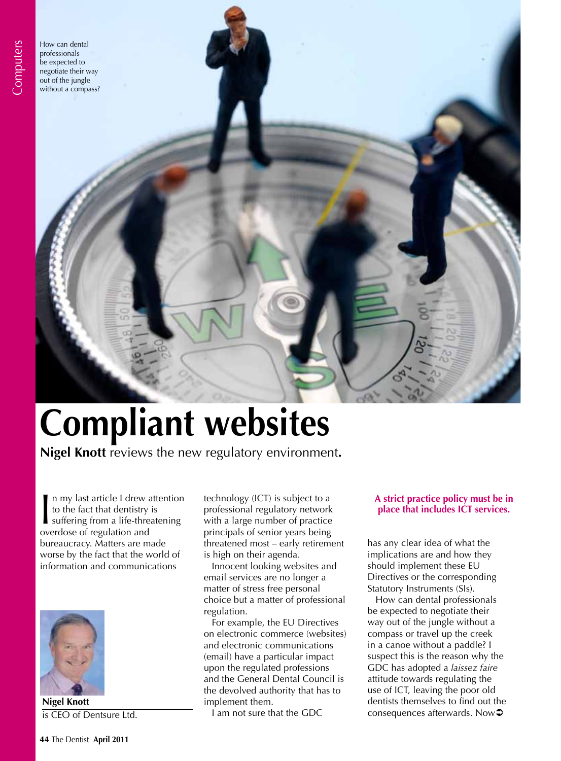How can dental professionals be expected to negotiate their way out of the jungle without a compass?

# Compliant websites

**Nigel Knott** reviews the new regulatory environment**.**

In my last article I drew attention to the fact that dentistry is suffering from a life-threatening overdose of regulation and bureaucracy. Matters are made worse by the fact that the world of information and communications technology (ICT) is subject to a professional regulatory network with a large number of practice principals of senior years being threatened most – early retirement is high on their agenda.

Innocent looking websites and email services are no longer a matter of stress free personal choice but a matter of professional regulation.

For example, the EU Directives on electronic commerce (websites) and electronic communications (email) have a particular impact upon the regulated professions and the General Dental Council is the devolved authority that has to implement them.

I am not sure that the GDC has any clear idea of what the implications are and how they should implement these EU Directives or the corresponding Statutory Instruments (SIs).

**A strict practice policy must be in place that includes ICT services.**

How can dental professionals be expected to negotiate their way out of the jungle without a compass or travel up the creek in a canoe without a paddle? I suspect this is the reason why the GDC has adopted a *laissez faire* attitude towards regulating the use of ICT, leaving the poor old dentists themselves to find out the consequences afterwards. Now

**Nigel Knott**
is CEO of Dentsure Ltd.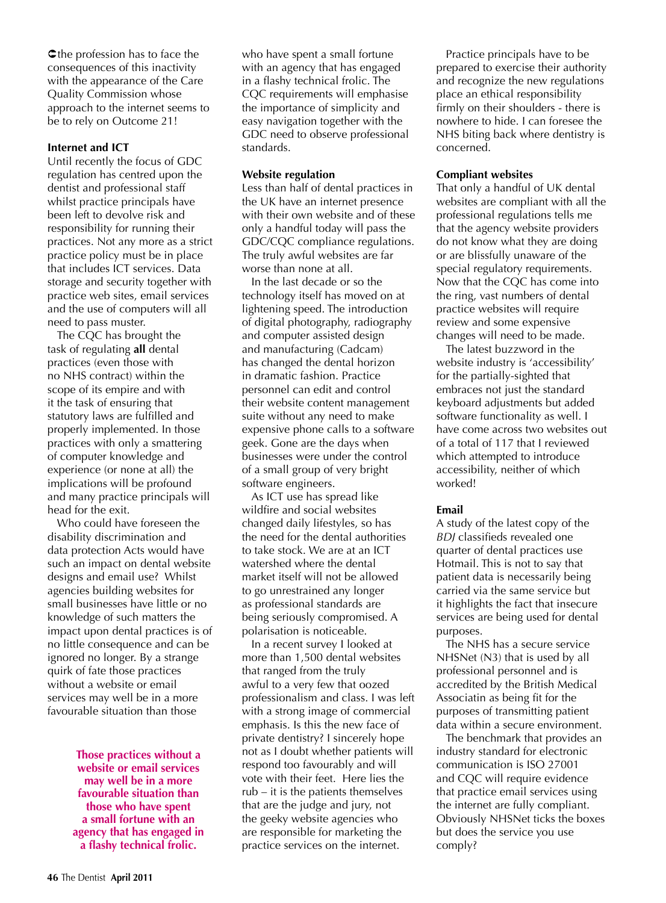the profession has to face the consequences of this inactivity with the appearance of the Care Quality Commission whose approach to the internet seems to be to rely on Outcome 21!

### Internet and ICT

Until recently the focus of GDC regulation has centred upon the dentist and professional staff whilst practice principals have been left to devolve risk and responsibility for running their practices. Not any more as a strict practice policy must be in place that includes ICT services. Data storage and security together with practice web sites, email services and the use of computers will all need to pass muster.

The CQC has brought the task of regulating **all** dental practices (even those with no NHS contract) within the scope of its empire and with it the task of ensuring that statutory laws are fulfilled and properly implemented. In those practices with only a smattering of computer knowledge and experience (or none at all) the implications will be profound and many practice principals will head for the exit.

Who could have foreseen the disability discrimination and data protection Acts would have such an impact on dental website designs and email use? Whilst agencies building websites for small businesses have little or no knowledge of such matters the impact upon dental practices is of no little consequence and can be ignored no longer. By a strange quirk of fate those practices without a website or email services may well be in a more favourable situation than those who have spent a small fortune with an agency that has engaged in a flashy technical frolic. The CQC requirements will emphasise the importance of simplicity and easy navigation together with the GDC need to observe professional standards.

**Those practices without a website or email services may well be in a more favourable situation than those who have spent a small fortune with an agency that has engaged in a flashy technical frolic.**

### Website regulation

Less than half of dental practices in the UK have an internet presence with their own website and of these only a handful today will pass the GDC/CQC compliance regulations. The truly awful websites are far worse than none at all.

In the last decade or so the technology itself has moved on at lightening speed. The introduction of digital photography, radiography and computer assisted design and manufacturing (Cadcam) has changed the dental horizon in dramatic fashion. Practice personnel can edit and control their website content management suite without any need to make expensive phone calls to a software geek. Gone are the days when businesses were under the control of a small group of very bright software engineers.

As ICT use has spread like wildfire and social websites changed daily lifestyles, so has the need for the dental authorities to take stock. We are at an ICT watershed where the dental market itself will not be allowed to go unrestrained any longer as professional standards are being seriously compromised. A polarisation is noticeable.

In a recent survey I looked at more than 1,500 dental websites that ranged from the truly awful to a very few that oozed professionalism and class. I was left with a strong image of commercial emphasis. Is this the new face of private dentistry? I sincerely hope not as I doubt whether patients will respond too favourably and will vote with their feet. Here lies the rub – it is the patients themselves that are the judge and jury, not the geeky website agencies who are responsible for marketing the practice services on the internet.

Practice principals have to be prepared to exercise their authority and recognize the new regulations place an ethical responsibility firmly on their shoulders - there is nowhere to hide. I can foresee the NHS biting back where dentistry is concerned.

### Compliant websites

That only a handful of UK dental websites are compliant with all the professional regulations tells me that the agency website providers do not know what they are doing or are blissfully unaware of the special regulatory requirements. Now that the CQC has come into the ring, vast numbers of dental practice websites will require review and some expensive changes will need to be made.

The latest buzzword in the website industry is 'accessibility' for the partially-sighted that embraces not just the standard keyboard adjustments but added software functionality as well. I have come across two websites out of a total of 117 that I reviewed which attempted to introduce accessibility, neither of which worked!

### Email

A study of the latest copy of the *BDJ* classifieds revealed one quarter of dental practices use Hotmail. This is not to say that patient data is necessarily being carried via the same service but it highlights the fact that insecure services are being used for dental purposes.

The NHS has a secure service NHSNet (N3) that is used by all professional personnel and is accredited by the British Medical Associatin as being fit for the purposes of transmitting patient data within a secure environment.

The benchmark that provides an industry standard for electronic communication is ISO 27001 and CQC will require evidence that practice email services using the internet are fully compliant. Obviously NHSNet ticks the boxes but does the service you use comply?